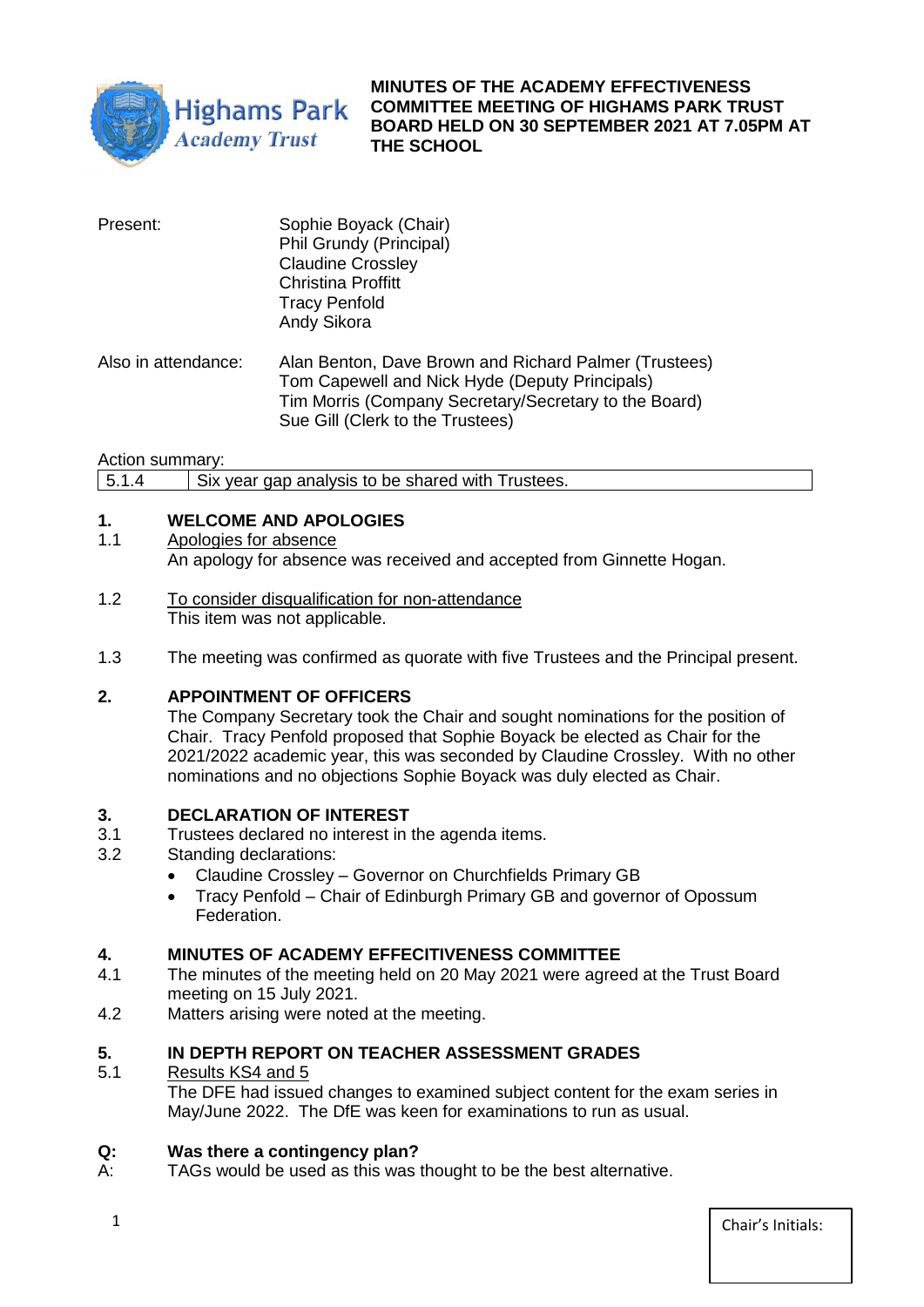# MINUTES OF THE ACADEMY EFFECTIVENESS COMMITTEE MEETING OF HIGHAMS PARK TRUST BOARD HELD ON 30 SEPTEMBER 2021 AT 7.05PM AT THE SCHOOL

| | |
|---|---|
| Present: | Sophie Boyack (Chair)<br>Phil Grundy (Principal)<br>Claudine Crossley<br>Christina Proffitt<br>Tracy Penfold<br>Andy Sikora |
| Also in attendance: | Alan Benton, Dave Brown and Richard Palmer (Trustees)<br>Tom Capewell and Nick Hyde (Deputy Principals)<br>Tim Morris (Company Secretary/Secretary to the Board)<br>Sue Gill (Clerk to the Trustees) |

Action summary:

| | |
|---|---|
| 5.1.4 | Six year gap analysis to be shared with Trustees. |

## 1. WELCOME AND APOLOGIES

1.1 Apologies for absence

An apology for absence was received and accepted from Ginnette Hogan.

1.2 To consider disqualification for non-attendance

This item was not applicable.

1.3 The meeting was confirmed as quorate with five Trustees and the Principal present.

## 2. APPOINTMENT OF OFFICERS

The Company Secretary took the Chair and sought nominations for the position of Chair. Tracy Penfold proposed that Sophie Boyack be elected as Chair for the 2021/2022 academic year, this was seconded by Claudine Crossley. With no other nominations and no objections Sophie Boyack was duly elected as Chair.

## 3. DECLARATION OF INTEREST

3.1 Trustees declared no interest in the agenda items.

3.2 Standing declarations:

- Claudine Crossley – Governor on Churchfields Primary GB
- Tracy Penfold – Chair of Edinburgh Primary GB and governor of Opossum Federation.

## 4. MINUTES OF ACADEMY EFFECITIVENESS COMMITTEE

4.1 The minutes of the meeting held on 20 May 2021 were agreed at the Trust Board meeting on 15 July 2021.

4.2 Matters arising were noted at the meeting.

## 5. IN DEPTH REPORT ON TEACHER ASSESSMENT GRADES

5.1 Results KS4 and 5

The DFE had issued changes to examined subject content for the exam series in May/June 2022. The DfE was keen for examinations to run as usual.

**Q: Was there a contingency plan?**

A: TAGs would be used as this was thought to be the best alternative.

Chair's Initials: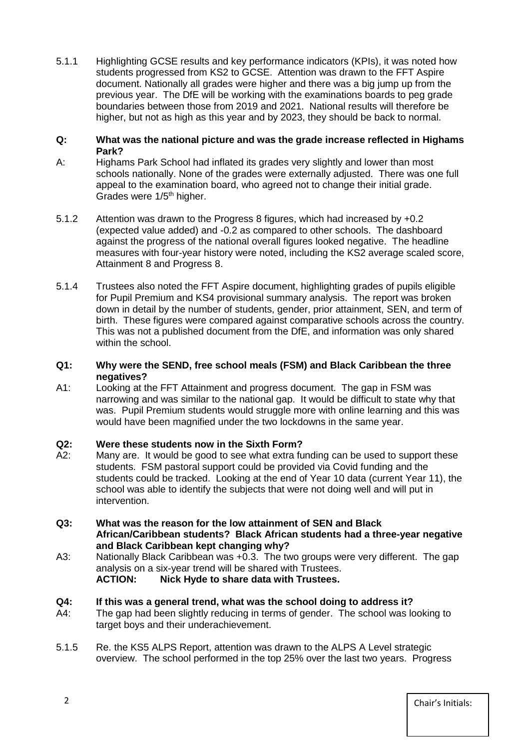5.1.1 Highlighting GCSE results and key performance indicators (KPIs), it was noted how students progressed from KS2 to GCSE. Attention was drawn to the FFT Aspire document. Nationally all grades were higher and there was a big jump up from the previous year. The DfE will be working with the examinations boards to peg grade boundaries between those from 2019 and 2021. National results will therefore be higher, but not as high as this year and by 2023, they should be back to normal.

**Q: What was the national picture and was the grade increase reflected in Highams Park?**

A: Highams Park School had inflated its grades very slightly and lower than most schools nationally. None of the grades were externally adjusted. There was one full appeal to the examination board, who agreed not to change their initial grade. Grades were 1/5th higher.

5.1.2 Attention was drawn to the Progress 8 figures, which had increased by +0.2 (expected value added) and -0.2 as compared to other schools. The dashboard against the progress of the national overall figures looked negative. The headline measures with four-year history were noted, including the KS2 average scaled score, Attainment 8 and Progress 8.

5.1.4 Trustees also noted the FFT Aspire document, highlighting grades of pupils eligible for Pupil Premium and KS4 provisional summary analysis. The report was broken down in detail by the number of students, gender, prior attainment, SEN, and term of birth. These figures were compared against comparative schools across the country. This was not a published document from the DfE, and information was only shared within the school.

**Q1: Why were the SEND, free school meals (FSM) and Black Caribbean the three negatives?**

A1: Looking at the FFT Attainment and progress document. The gap in FSM was narrowing and was similar to the national gap. It would be difficult to state why that was. Pupil Premium students would struggle more with online learning and this was would have been magnified under the two lockdowns in the same year.

**Q2: Were these students now in the Sixth Form?**

A2: Many are. It would be good to see what extra funding can be used to support these students. FSM pastoral support could be provided via Covid funding and the students could be tracked. Looking at the end of Year 10 data (current Year 11), the school was able to identify the subjects that were not doing well and will put in intervention.

**Q3: What was the reason for the low attainment of SEN and Black African/Caribbean students? Black African students had a three-year negative and Black Caribbean kept changing why?**

A3: Nationally Black Caribbean was +0.3. The two groups were very different. The gap analysis on a six-year trend will be shared with Trustees.
**ACTION: Nick Hyde to share data with Trustees.**

**Q4: If this was a general trend, what was the school doing to address it?**

A4: The gap had been slightly reducing in terms of gender. The school was looking to target boys and their underachievement.

5.1.5 Re. the KS5 ALPS Report, attention was drawn to the ALPS A Level strategic overview. The school performed in the top 25% over the last two years. Progress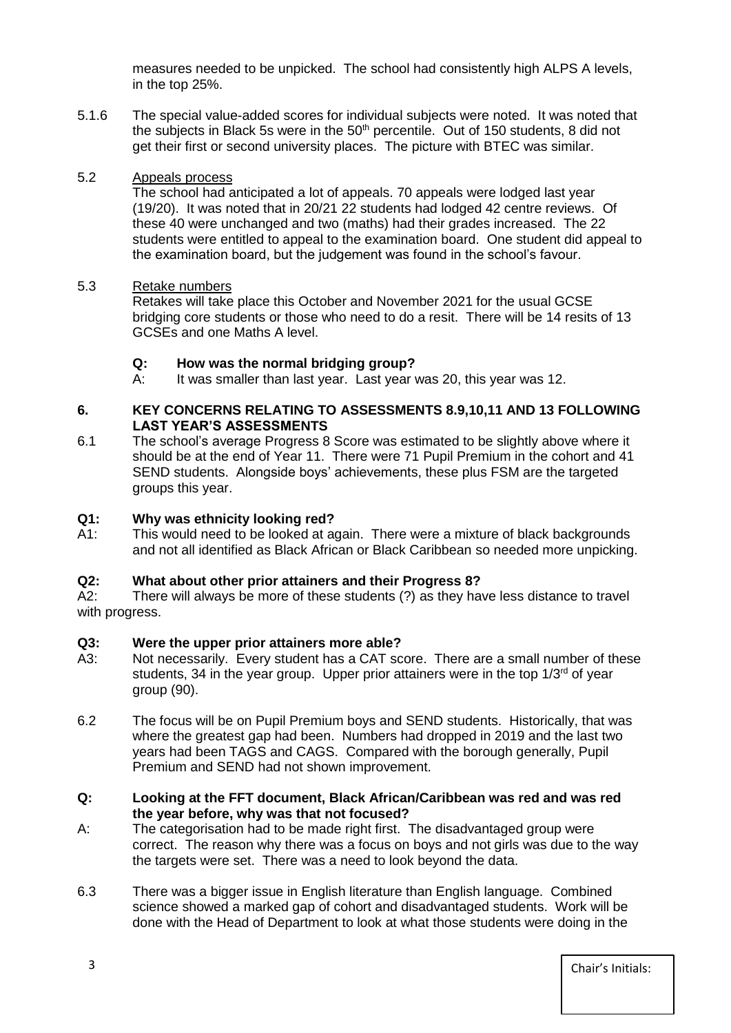measures needed to be unpicked. The school had consistently high ALPS A levels, in the top 25%.

5.1.6 The special value-added scores for individual subjects were noted. It was noted that the subjects in Black 5s were in the 50th percentile. Out of 150 students, 8 did not get their first or second university places. The picture with BTEC was similar.

5.2 Appeals process

The school had anticipated a lot of appeals. 70 appeals were lodged last year (19/20). It was noted that in 20/21 22 students had lodged 42 centre reviews. Of these 40 were unchanged and two (maths) had their grades increased. The 22 students were entitled to appeal to the examination board. One student did appeal to the examination board, but the judgement was found in the school's favour.

5.3 Retake numbers

Retakes will take place this October and November 2021 for the usual GCSE bridging core students or those who need to do a resit. There will be 14 resits of 13 GCSEs and one Maths A level.

**Q: How was the normal bridging group?**

A: It was smaller than last year. Last year was 20, this year was 12.

## 6. KEY CONCERNS RELATING TO ASSESSMENTS 8.9,10,11 AND 13 FOLLOWING LAST YEAR'S ASSESSMENTS

6.1 The school's average Progress 8 Score was estimated to be slightly above where it should be at the end of Year 11. There were 71 Pupil Premium in the cohort and 41 SEND students. Alongside boys' achievements, these plus FSM are the targeted groups this year.

**Q1: Why was ethnicity looking red?**

A1: This would need to be looked at again. There were a mixture of black backgrounds and not all identified as Black African or Black Caribbean so needed more unpicking.

**Q2: What about other prior attainers and their Progress 8?**

A2: There will always be more of these students (?) as they have less distance to travel with progress.

**Q3: Were the upper prior attainers more able?**

A3: Not necessarily. Every student has a CAT score. There are a small number of these students, 34 in the year group. Upper prior attainers were in the top 1/3rd of year group (90).

6.2 The focus will be on Pupil Premium boys and SEND students. Historically, that was where the greatest gap had been. Numbers had dropped in 2019 and the last two years had been TAGS and CAGS. Compared with the borough generally, Pupil Premium and SEND had not shown improvement.

**Q: Looking at the FFT document, Black African/Caribbean was red and was red the year before, why was that not focused?**

A: The categorisation had to be made right first. The disadvantaged group were correct. The reason why there was a focus on boys and not girls was due to the way the targets were set. There was a need to look beyond the data.

6.3 There was a bigger issue in English literature than English language. Combined science showed a marked gap of cohort and disadvantaged students. Work will be done with the Head of Department to look at what those students were doing in the

Chair's Initials: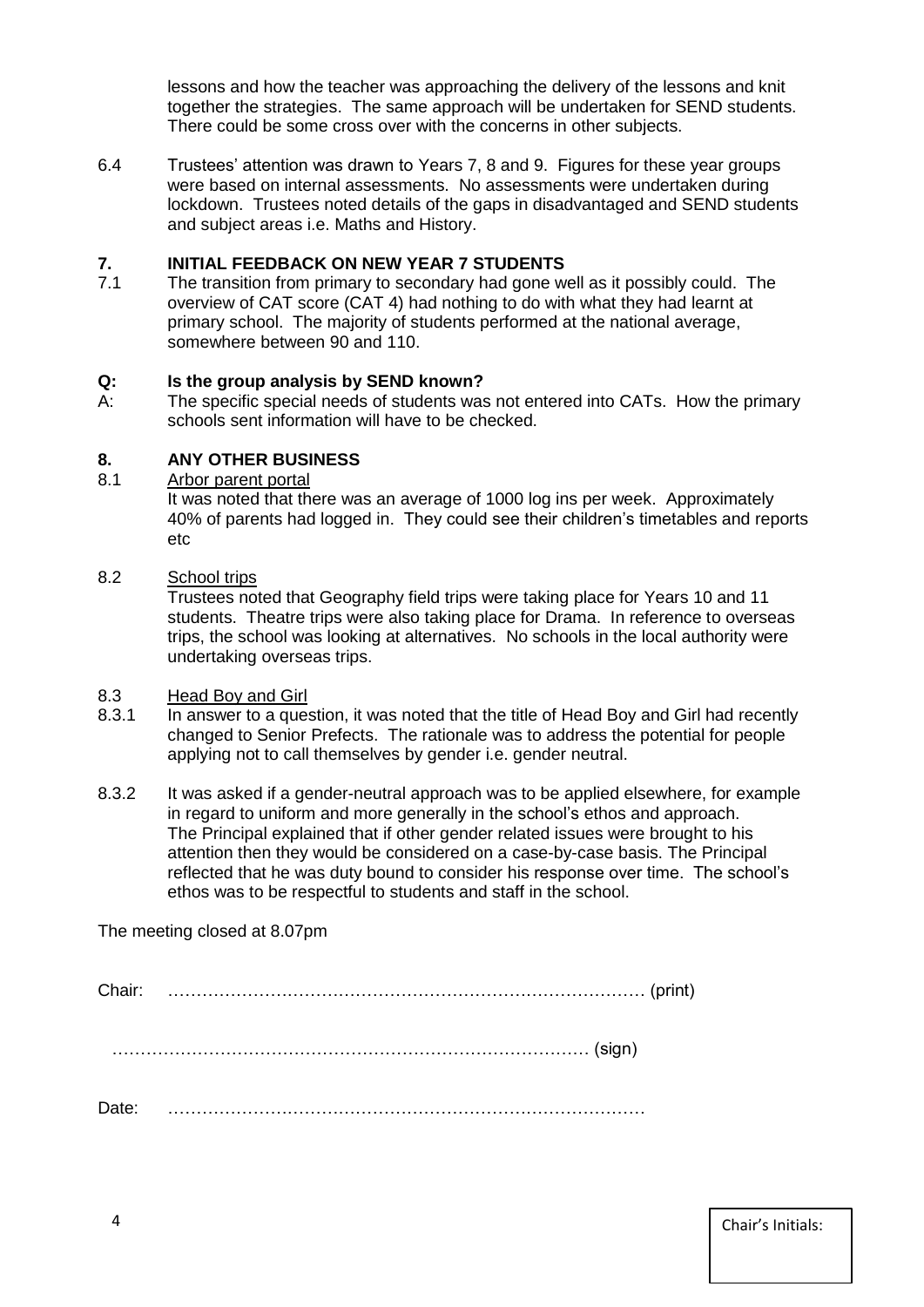lessons and how the teacher was approaching the delivery of the lessons and knit together the strategies. The same approach will be undertaken for SEND students. There could be some cross over with the concerns in other subjects.

6.4 Trustees' attention was drawn to Years 7, 8 and 9. Figures for these year groups were based on internal assessments. No assessments were undertaken during lockdown. Trustees noted details of the gaps in disadvantaged and SEND students and subject areas i.e. Maths and History.

## 7. INITIAL FEEDBACK ON NEW YEAR 7 STUDENTS

7.1 The transition from primary to secondary had gone well as it possibly could. The overview of CAT score (CAT 4) had nothing to do with what they had learnt at primary school. The majority of students performed at the national average, somewhere between 90 and 110.

**Q: Is the group analysis by SEND known?**

A: The specific special needs of students was not entered into CATs. How the primary schools sent information will have to be checked.

## 8. ANY OTHER BUSINESS

8.1 <u>Arbor parent portal</u>

It was noted that there was an average of 1000 log ins per week. Approximately 40% of parents had logged in. They could see their children's timetables and reports etc

8.2 <u>School trips</u>

Trustees noted that Geography field trips were taking place for Years 10 and 11 students. Theatre trips were also taking place for Drama. In reference to overseas trips, the school was looking at alternatives. No schools in the local authority were undertaking overseas trips.

8.3 <u>Head Boy and Girl</u>

8.3.1 In answer to a question, it was noted that the title of Head Boy and Girl had recently changed to Senior Prefects. The rationale was to address the potential for people applying not to call themselves by gender i.e. gender neutral.

8.3.2 It was asked if a gender-neutral approach was to be applied elsewhere, for example in regard to uniform and more generally in the school's ethos and approach. The Principal explained that if other gender related issues were brought to his attention then they would be considered on a case-by-case basis. The Principal reflected that he was duty bound to consider his response over time. The school's ethos was to be respectful to students and staff in the school.

The meeting closed at 8.07pm

Chair: ………………………………………………………………………… (print)

………………………………………………………………………… (sign)

Date: …………………………………………………………………………

Chair's Initials: